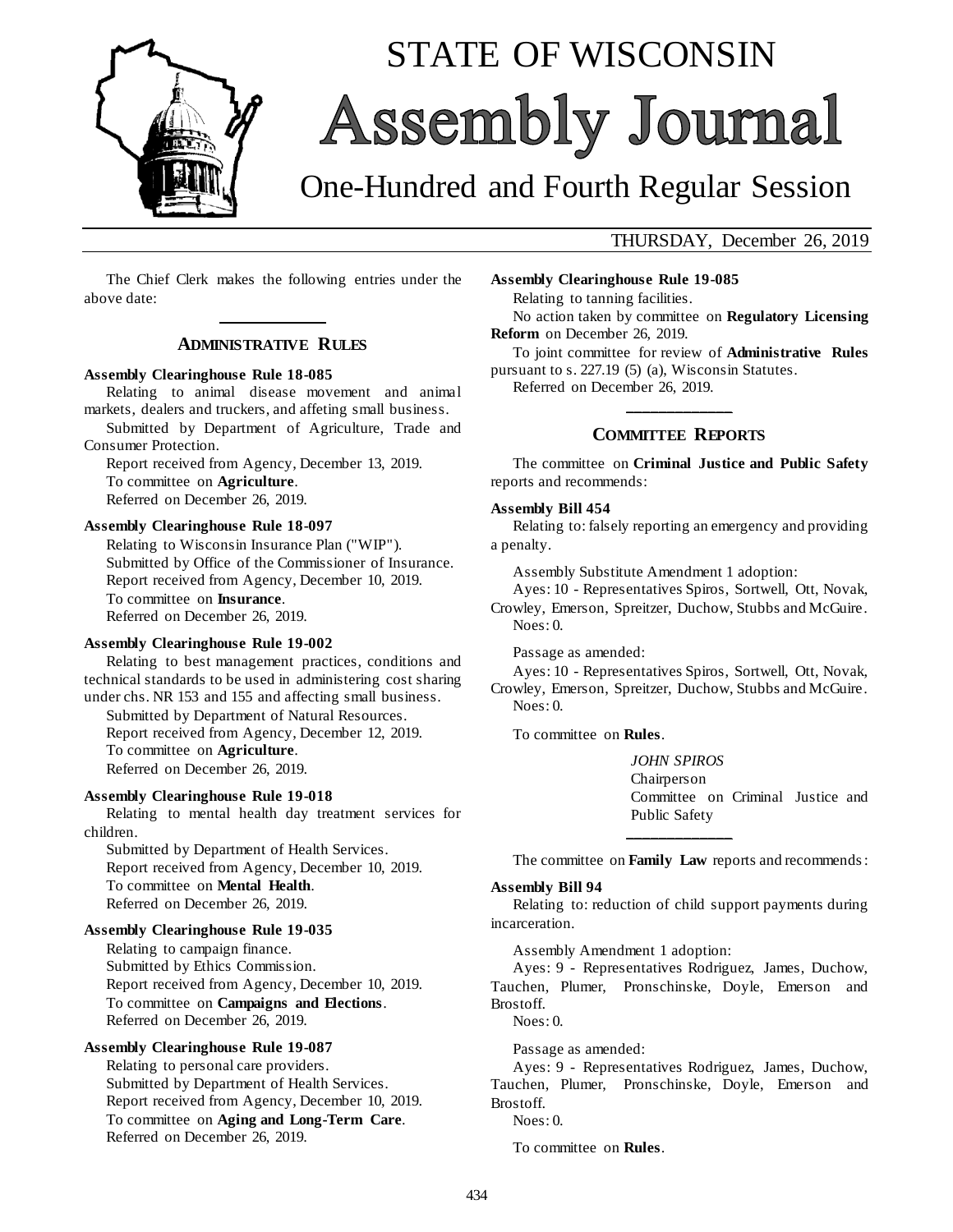# STATE OF WISCONSIN
# Assembly Journal
## One-Hundred and Fourth Regular Session

THURSDAY, December 26, 2019

The Chief Clerk makes the following entries under the above date:

## ADMINISTRATIVE RULES

**Assembly Clearinghouse Rule 18-085**

Relating to animal disease movement and animal markets, dealers and truckers, and affeting small business.

Submitted by Department of Agriculture, Trade and Consumer Protection.

Report received from Agency, December 13, 2019.

To committee on **Agriculture**.

Referred on December 26, 2019.

**Assembly Clearinghouse Rule 18-097**

Relating to Wisconsin Insurance Plan ("WIP").

Submitted by Office of the Commissioner of Insurance.

Report received from Agency, December 10, 2019.

To committee on **Insurance**.

Referred on December 26, 2019.

**Assembly Clearinghouse Rule 19-002**

Relating to best management practices, conditions and technical standards to be used in administering cost sharing under chs. NR 153 and 155 and affecting small business.

Submitted by Department of Natural Resources.

Report received from Agency, December 12, 2019.

To committee on **Agriculture**.

Referred on December 26, 2019.

**Assembly Clearinghouse Rule 19-018**

Relating to mental health day treatment services for children.

Submitted by Department of Health Services.

Report received from Agency, December 10, 2019.

To committee on **Mental Health**.

Referred on December 26, 2019.

**Assembly Clearinghouse Rule 19-035**

Relating to campaign finance.

Submitted by Ethics Commission.

Report received from Agency, December 10, 2019.

To committee on **Campaigns and Elections**.

Referred on December 26, 2019.

**Assembly Clearinghouse Rule 19-087**

Relating to personal care providers.

Submitted by Department of Health Services.

Report received from Agency, December 10, 2019.

To committee on **Aging and Long-Term Care**.

Referred on December 26, 2019.

**Assembly Clearinghouse Rule 19-085**

Relating to tanning facilities.

No action taken by committee on **Regulatory Licensing Reform** on December 26, 2019.

To joint committee for review of **Administrative Rules** pursuant to s. 227.19 (5) (a), Wisconsin Statutes.

Referred on December 26, 2019.

## COMMITTEE REPORTS

The committee on **Criminal Justice and Public Safety** reports and recommends:

**Assembly Bill 454**

Relating to: falsely reporting an emergency and providing a penalty.

Assembly Substitute Amendment 1 adoption:

Ayes: 10 - Representatives Spiros, Sortwell, Ott, Novak, Crowley, Emerson, Spreitzer, Duchow, Stubbs and McGuire.

Noes: 0.

Passage as amended:

Ayes: 10 - Representatives Spiros, Sortwell, Ott, Novak, Crowley, Emerson, Spreitzer, Duchow, Stubbs and McGuire.

Noes: 0.

To committee on **Rules**.

*JOHN SPIROS*
Chairperson
Committee on Criminal Justice and Public Safety

The committee on **Family Law** reports and recommends:

**Assembly Bill 94**

Relating to: reduction of child support payments during incarceration.

Assembly Amendment 1 adoption:

Ayes: 9 - Representatives Rodriguez, James, Duchow, Tauchen, Plumer, Pronschinske, Doyle, Emerson and Brostoff.

Noes: 0.

Passage as amended:

Ayes: 9 - Representatives Rodriguez, James, Duchow, Tauchen, Plumer, Pronschinske, Doyle, Emerson and Brostoff.

Noes: 0.

To committee on **Rules**.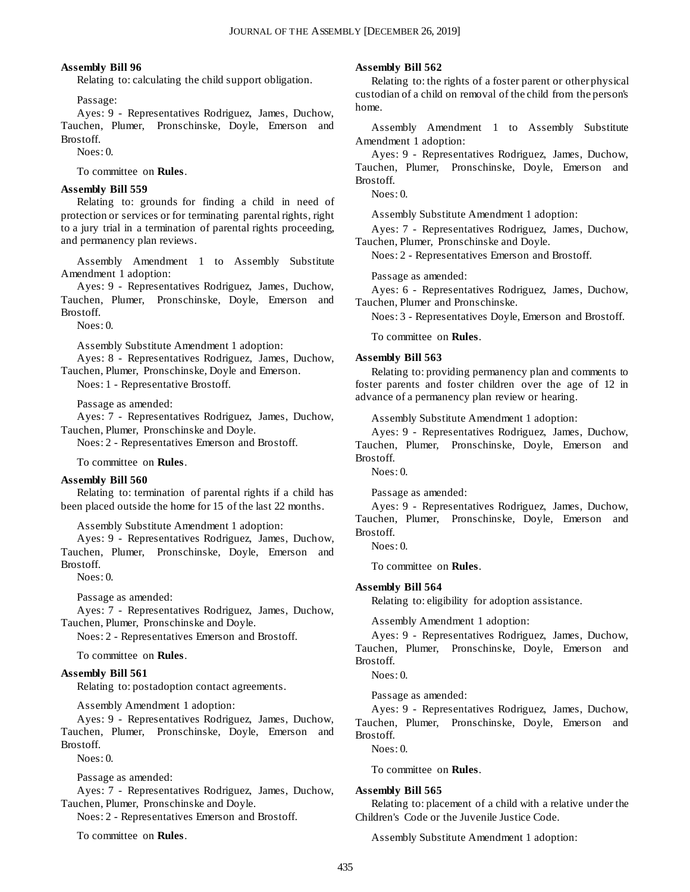**Assembly Bill 96**

Relating to: calculating the child support obligation.

Passage:

Ayes: 9 - Representatives Rodriguez, James, Duchow, Tauchen, Plumer, Pronschinske, Doyle, Emerson and Brostoff.

Noes: 0.

To committee on **Rules**.

**Assembly Bill 559**

Relating to: grounds for finding a child in need of protection or services or for terminating parental rights, right to a jury trial in a termination of parental rights proceeding, and permanency plan reviews.

Assembly Amendment 1 to Assembly Substitute Amendment 1 adoption:

Ayes: 9 - Representatives Rodriguez, James, Duchow, Tauchen, Plumer, Pronschinske, Doyle, Emerson and Brostoff.

Noes: 0.

Assembly Substitute Amendment 1 adoption:

Ayes: 8 - Representatives Rodriguez, James, Duchow, Tauchen, Plumer, Pronschinske, Doyle and Emerson.

Noes: 1 - Representative Brostoff.

Passage as amended:

Ayes: 7 - Representatives Rodriguez, James, Duchow, Tauchen, Plumer, Pronschinske and Doyle.

Noes: 2 - Representatives Emerson and Brostoff.

To committee on **Rules**.

**Assembly Bill 560**

Relating to: termination of parental rights if a child has been placed outside the home for 15 of the last 22 months.

Assembly Substitute Amendment 1 adoption:

Ayes: 9 - Representatives Rodriguez, James, Duchow, Tauchen, Plumer, Pronschinske, Doyle, Emerson and Brostoff.

Noes: 0.

Passage as amended:

Ayes: 7 - Representatives Rodriguez, James, Duchow, Tauchen, Plumer, Pronschinske and Doyle.

Noes: 2 - Representatives Emerson and Brostoff.

To committee on **Rules**.

**Assembly Bill 561**

Relating to: postadoption contact agreements.

Assembly Amendment 1 adoption:

Ayes: 9 - Representatives Rodriguez, James, Duchow, Tauchen, Plumer, Pronschinske, Doyle, Emerson and Brostoff.

Noes: 0.

Passage as amended:

Ayes: 7 - Representatives Rodriguez, James, Duchow, Tauchen, Plumer, Pronschinske and Doyle.

Noes: 2 - Representatives Emerson and Brostoff.

To committee on **Rules**.

**Assembly Bill 562**

Relating to: the rights of a foster parent or other physical custodian of a child on removal of the child from the person's home.

Assembly Amendment 1 to Assembly Substitute Amendment 1 adoption:

Ayes: 9 - Representatives Rodriguez, James, Duchow, Tauchen, Plumer, Pronschinske, Doyle, Emerson and Brostoff.

Noes: 0.

Assembly Substitute Amendment 1 adoption:

Ayes: 7 - Representatives Rodriguez, James, Duchow, Tauchen, Plumer, Pronschinske and Doyle.

Noes: 2 - Representatives Emerson and Brostoff.

Passage as amended:

Ayes: 6 - Representatives Rodriguez, James, Duchow, Tauchen, Plumer and Pronschinske.

Noes: 3 - Representatives Doyle, Emerson and Brostoff.

To committee on **Rules**.

**Assembly Bill 563**

Relating to: providing permanency plan and comments to foster parents and foster children over the age of 12 in advance of a permanency plan review or hearing.

Assembly Substitute Amendment 1 adoption:

Ayes: 9 - Representatives Rodriguez, James, Duchow, Tauchen, Plumer, Pronschinske, Doyle, Emerson and Brostoff.

Noes: 0.

Passage as amended:

Ayes: 9 - Representatives Rodriguez, James, Duchow, Tauchen, Plumer, Pronschinske, Doyle, Emerson and Brostoff.

Noes: 0.

To committee on **Rules**.

**Assembly Bill 564**

Relating to: eligibility for adoption assistance.

Assembly Amendment 1 adoption:

Ayes: 9 - Representatives Rodriguez, James, Duchow, Tauchen, Plumer, Pronschinske, Doyle, Emerson and Brostoff.

Noes: 0.

Passage as amended:

Ayes: 9 - Representatives Rodriguez, James, Duchow, Tauchen, Plumer, Pronschinske, Doyle, Emerson and Brostoff.

Noes: 0.

To committee on **Rules**.

**Assembly Bill 565**

Relating to: placement of a child with a relative under the Children's Code or the Juvenile Justice Code.

Assembly Substitute Amendment 1 adoption: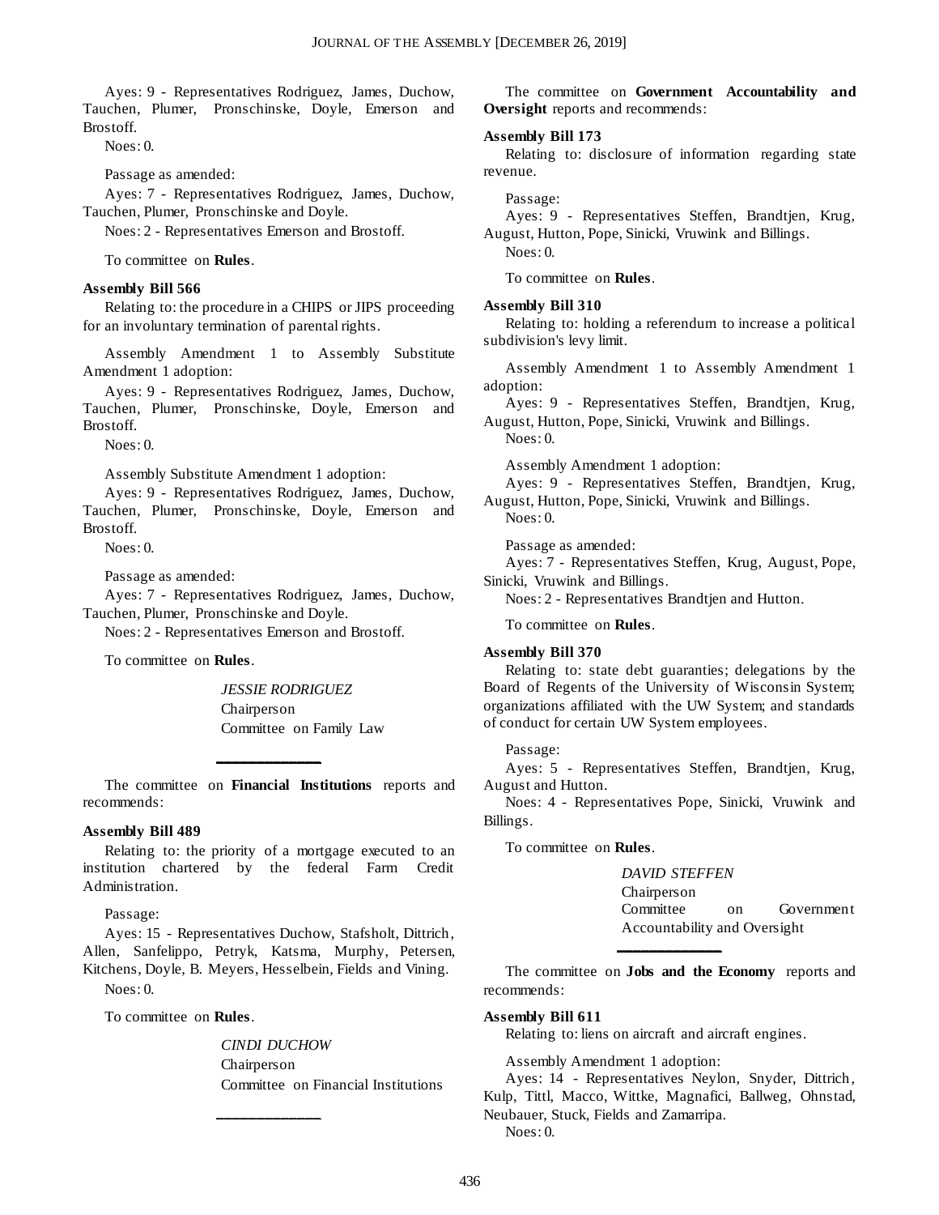Ayes: 9 - Representatives Rodriguez, James, Duchow, Tauchen, Plumer, Pronschinske, Doyle, Emerson and Brostoff.

Noes: 0.

Passage as amended:

Ayes: 7 - Representatives Rodriguez, James, Duchow, Tauchen, Plumer, Pronschinske and Doyle.

Noes: 2 - Representatives Emerson and Brostoff.

To committee on **Rules**.

**Assembly Bill 566**

Relating to: the procedure in a CHIPS or JIPS proceeding for an involuntary termination of parental rights.

Assembly Amendment 1 to Assembly Substitute Amendment 1 adoption:

Ayes: 9 - Representatives Rodriguez, James, Duchow, Tauchen, Plumer, Pronschinske, Doyle, Emerson and Brostoff.

Noes: 0.

Assembly Substitute Amendment 1 adoption:

Ayes: 9 - Representatives Rodriguez, James, Duchow, Tauchen, Plumer, Pronschinske, Doyle, Emerson and Brostoff.

Noes: 0.

Passage as amended:

Ayes: 7 - Representatives Rodriguez, James, Duchow, Tauchen, Plumer, Pronschinske and Doyle.

Noes: 2 - Representatives Emerson and Brostoff.

To committee on **Rules**.

*JESSIE RODRIGUEZ*
Chairperson
Committee on Family Law

---

The committee on **Financial Institutions** reports and recommends:

**Assembly Bill 489**

Relating to: the priority of a mortgage executed to an institution chartered by the federal Farm Credit Administration.

Passage:

Ayes: 15 - Representatives Duchow, Stafsholt, Dittrich, Allen, Sanfelippo, Petryk, Katsma, Murphy, Petersen, Kitchens, Doyle, B. Meyers, Hesselbein, Fields and Vining.

Noes: 0.

To committee on **Rules**.

*CINDI DUCHOW*
Chairperson
Committee on Financial Institutions

---

The committee on **Government Accountability and Oversight** reports and recommends:

**Assembly Bill 173**

Relating to: disclosure of information regarding state revenue.

Passage:

Ayes: 9 - Representatives Steffen, Brandtjen, Krug, August, Hutton, Pope, Sinicki, Vruwink and Billings.

Noes: 0.

To committee on **Rules**.

**Assembly Bill 310**

Relating to: holding a referendum to increase a political subdivision's levy limit.

Assembly Amendment 1 to Assembly Amendment 1 adoption:

Ayes: 9 - Representatives Steffen, Brandtjen, Krug, August, Hutton, Pope, Sinicki, Vruwink and Billings.

Noes: 0.

Assembly Amendment 1 adoption:

Ayes: 9 - Representatives Steffen, Brandtjen, Krug, August, Hutton, Pope, Sinicki, Vruwink and Billings.

Noes: 0.

Passage as amended:

Ayes: 7 - Representatives Steffen, Krug, August, Pope, Sinicki, Vruwink and Billings.

Noes: 2 - Representatives Brandtjen and Hutton.

To committee on **Rules**.

**Assembly Bill 370**

Relating to: state debt guaranties; delegations by the Board of Regents of the University of Wisconsin System; organizations affiliated with the UW System; and standards of conduct for certain UW System employees.

Passage:

Ayes: 5 - Representatives Steffen, Brandtjen, Krug, August and Hutton.

Noes: 4 - Representatives Pope, Sinicki, Vruwink and Billings.

To committee on **Rules**.

*DAVID STEFFEN*
Chairperson
Committee on Government Accountability and Oversight

---

The committee on **Jobs and the Economy** reports and recommends:

**Assembly Bill 611**

Relating to: liens on aircraft and aircraft engines.

Assembly Amendment 1 adoption:

Ayes: 14 - Representatives Neylon, Snyder, Dittrich, Kulp, Tittl, Macco, Wittke, Magnafici, Ballweg, Ohnstad, Neubauer, Stuck, Fields and Zamarripa.

Noes: 0.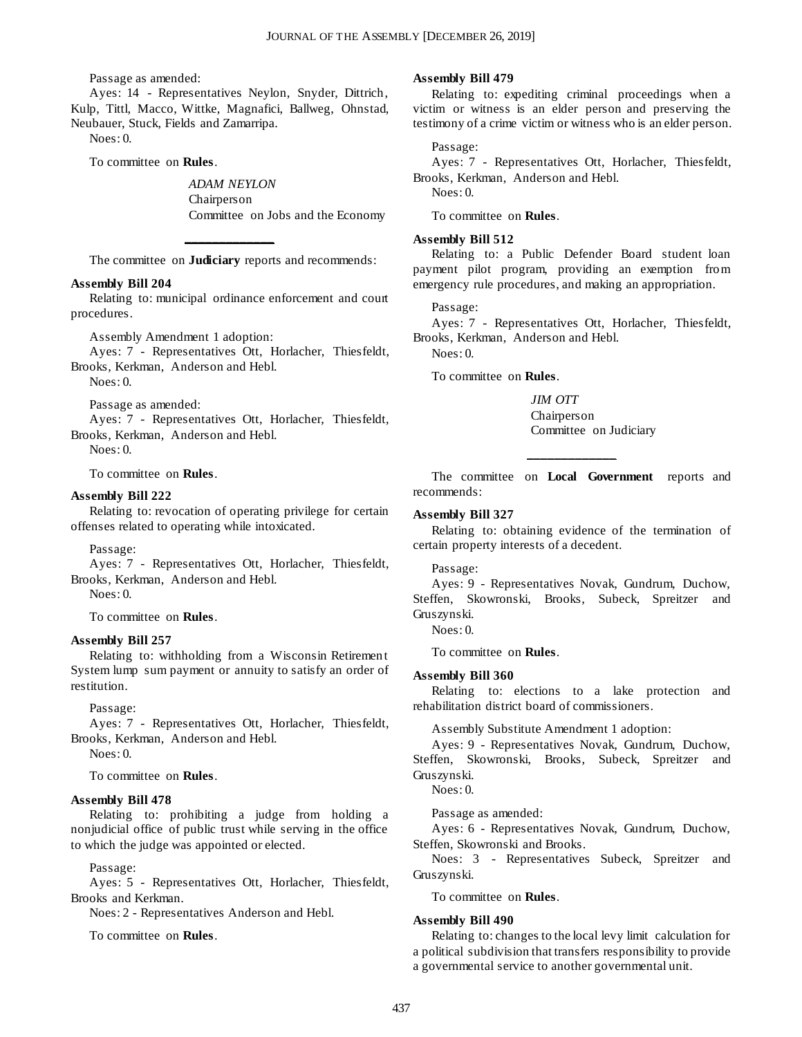Passage as amended:

Ayes: 14 - Representatives Neylon, Snyder, Dittrich, Kulp, Tittl, Macco, Wittke, Magnafici, Ballweg, Ohnstad, Neubauer, Stuck, Fields and Zamarripa.

Noes: 0.

To committee on **Rules**.

*ADAM NEYLON*
Chairperson
Committee on Jobs and the Economy

---

The committee on **Judiciary** reports and recommends:

**Assembly Bill 204**

Relating to: municipal ordinance enforcement and court procedures.

Assembly Amendment 1 adoption:

Ayes: 7 - Representatives Ott, Horlacher, Thiesfeldt, Brooks, Kerkman, Anderson and Hebl.

Noes: 0.

Passage as amended:

Ayes: 7 - Representatives Ott, Horlacher, Thiesfeldt, Brooks, Kerkman, Anderson and Hebl.

Noes: 0.

To committee on **Rules**.

**Assembly Bill 222**

Relating to: revocation of operating privilege for certain offenses related to operating while intoxicated.

Passage:

Ayes: 7 - Representatives Ott, Horlacher, Thiesfeldt, Brooks, Kerkman, Anderson and Hebl.

Noes: 0.

To committee on **Rules**.

**Assembly Bill 257**

Relating to: withholding from a Wisconsin Retirement System lump sum payment or annuity to satisfy an order of restitution.

Passage:

Ayes: 7 - Representatives Ott, Horlacher, Thiesfeldt, Brooks, Kerkman, Anderson and Hebl.

Noes: 0.

To committee on **Rules**.

**Assembly Bill 478**

Relating to: prohibiting a judge from holding a nonjudicial office of public trust while serving in the office to which the judge was appointed or elected.

Passage:

Ayes: 5 - Representatives Ott, Horlacher, Thiesfeldt, Brooks and Kerkman.

Noes: 2 - Representatives Anderson and Hebl.

To committee on **Rules**.

**Assembly Bill 479**

Relating to: expediting criminal proceedings when a victim or witness is an elder person and preserving the testimony of a crime victim or witness who is an elder person.

Passage:

Ayes: 7 - Representatives Ott, Horlacher, Thiesfeldt, Brooks, Kerkman, Anderson and Hebl.

Noes: 0.

To committee on **Rules**.

**Assembly Bill 512**

Relating to: a Public Defender Board student loan payment pilot program, providing an exemption from emergency rule procedures, and making an appropriation.

Passage:

Ayes: 7 - Representatives Ott, Horlacher, Thiesfeldt, Brooks, Kerkman, Anderson and Hebl.

Noes: 0.

To committee on **Rules**.

*JIM OTT*
Chairperson
Committee on Judiciary

---

The committee on **Local Government** reports and recommends:

**Assembly Bill 327**

Relating to: obtaining evidence of the termination of certain property interests of a decedent.

Passage:

Ayes: 9 - Representatives Novak, Gundrum, Duchow, Steffen, Skowronski, Brooks, Subeck, Spreitzer and Gruszynski.

Noes: 0.

To committee on **Rules**.

**Assembly Bill 360**

Relating to: elections to a lake protection and rehabilitation district board of commissioners.

Assembly Substitute Amendment 1 adoption:

Ayes: 9 - Representatives Novak, Gundrum, Duchow, Steffen, Skowronski, Brooks, Subeck, Spreitzer and Gruszynski.

Noes: 0.

Passage as amended:

Ayes: 6 - Representatives Novak, Gundrum, Duchow, Steffen, Skowronski and Brooks.

Noes: 3 - Representatives Subeck, Spreitzer and Gruszynski.

To committee on **Rules**.

**Assembly Bill 490**

Relating to: changes to the local levy limit calculation for a political subdivision that transfers responsibility to provide a governmental service to another governmental unit.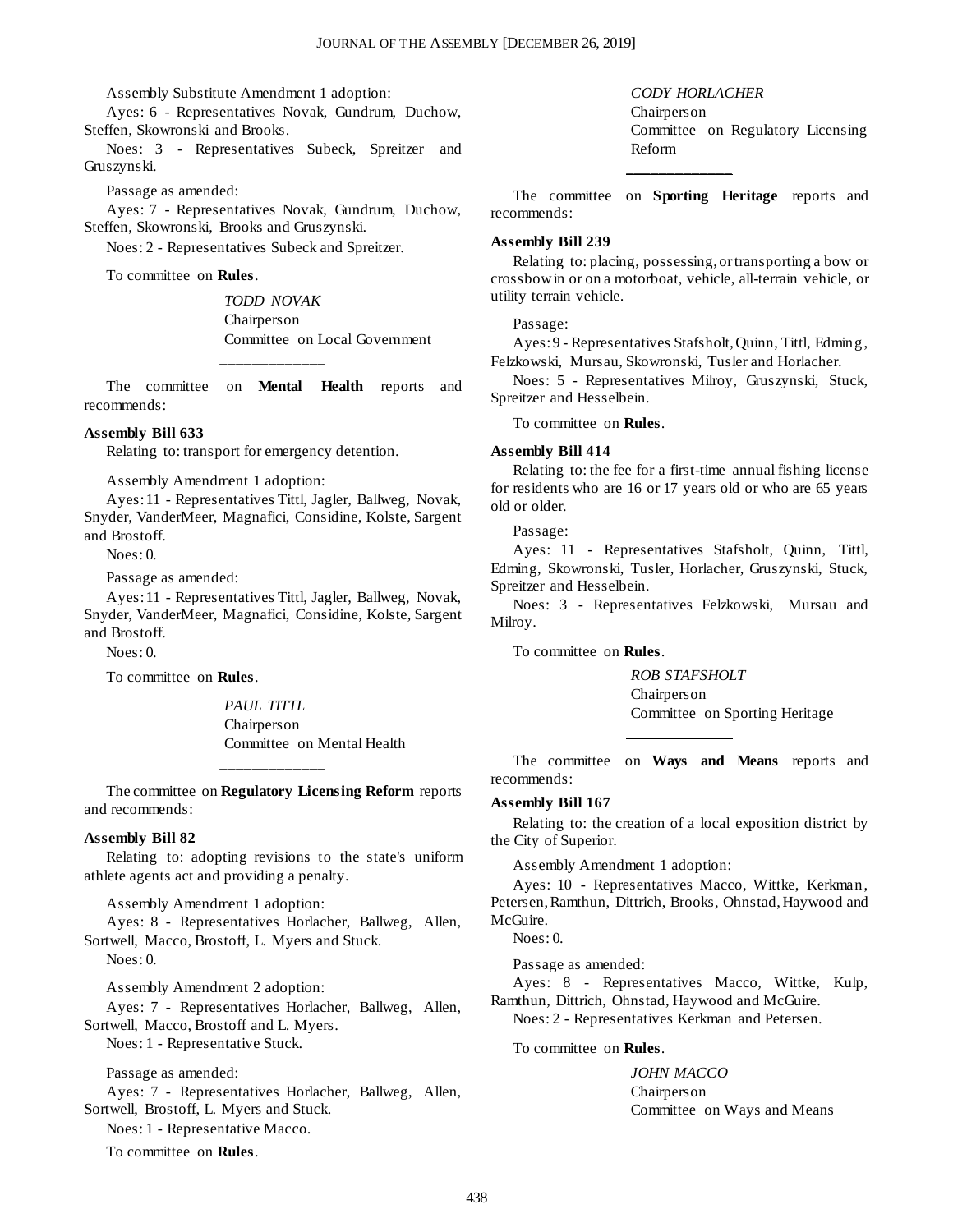Assembly Substitute Amendment 1 adoption:

Ayes: 6 - Representatives Novak, Gundrum, Duchow, Steffen, Skowronski and Brooks.

Noes: 3 - Representatives Subeck, Spreitzer and Gruszynski.

Passage as amended:

Ayes: 7 - Representatives Novak, Gundrum, Duchow, Steffen, Skowronski, Brooks and Gruszynski.

Noes: 2 - Representatives Subeck and Spreitzer.

To committee on **Rules**.

*TODD NOVAK*
Chairperson
Committee on Local Government

---

The committee on **Mental Health** reports and recommends:

**Assembly Bill 633**

Relating to: transport for emergency detention.

Assembly Amendment 1 adoption:

Ayes: 11 - Representatives Tittl, Jagler, Ballweg, Novak, Snyder, VanderMeer, Magnafici, Considine, Kolste, Sargent and Brostoff.

Noes: 0.

Passage as amended:

Ayes: 11 - Representatives Tittl, Jagler, Ballweg, Novak, Snyder, VanderMeer, Magnafici, Considine, Kolste, Sargent and Brostoff.

Noes: 0.

To committee on **Rules**.

*PAUL TITTL*
Chairperson
Committee on Mental Health

---

The committee on **Regulatory Licensing Reform** reports and recommends:

**Assembly Bill 82**

Relating to: adopting revisions to the state's uniform athlete agents act and providing a penalty.

Assembly Amendment 1 adoption:

Ayes: 8 - Representatives Horlacher, Ballweg, Allen, Sortwell, Macco, Brostoff, L. Myers and Stuck.

Noes: 0.

Assembly Amendment 2 adoption:

Ayes: 7 - Representatives Horlacher, Ballweg, Allen, Sortwell, Macco, Brostoff and L. Myers.

Noes: 1 - Representative Stuck.

Passage as amended:

Ayes: 7 - Representatives Horlacher, Ballweg, Allen, Sortwell, Brostoff, L. Myers and Stuck.

Noes: 1 - Representative Macco.

To committee on **Rules**.

*CODY HORLACHER*
Chairperson
Committee on Regulatory Licensing Reform

---

The committee on **Sporting Heritage** reports and recommends:

**Assembly Bill 239**

Relating to: placing, possessing, or transporting a bow or crossbow in or on a motorboat, vehicle, all-terrain vehicle, or utility terrain vehicle.

Passage:

Ayes: 9 - Representatives Stafsholt, Quinn, Tittl, Edming, Felzkowski, Mursau, Skowronski, Tusler and Horlacher.

Noes: 5 - Representatives Milroy, Gruszynski, Stuck, Spreitzer and Hesselbein.

To committee on **Rules**.

**Assembly Bill 414**

Relating to: the fee for a first-time annual fishing license for residents who are 16 or 17 years old or who are 65 years old or older.

Passage:

Ayes: 11 - Representatives Stafsholt, Quinn, Tittl, Edming, Skowronski, Tusler, Horlacher, Gruszynski, Stuck, Spreitzer and Hesselbein.

Noes: 3 - Representatives Felzkowski, Mursau and Milroy.

To committee on **Rules**.

*ROB STAFSHOLT*
Chairperson
Committee on Sporting Heritage

---

The committee on **Ways and Means** reports and recommends:

**Assembly Bill 167**

Relating to: the creation of a local exposition district by the City of Superior.

Assembly Amendment 1 adoption:

Ayes: 10 - Representatives Macco, Wittke, Kerkman, Petersen, Ramthun, Dittrich, Brooks, Ohnstad, Haywood and McGuire.

Noes: 0.

Passage as amended:

Ayes: 8 - Representatives Macco, Wittke, Kulp, Ramthun, Dittrich, Ohnstad, Haywood and McGuire.

Noes: 2 - Representatives Kerkman and Petersen.

To committee on **Rules**.

*JOHN MACCO*
Chairperson
Committee on Ways and Means